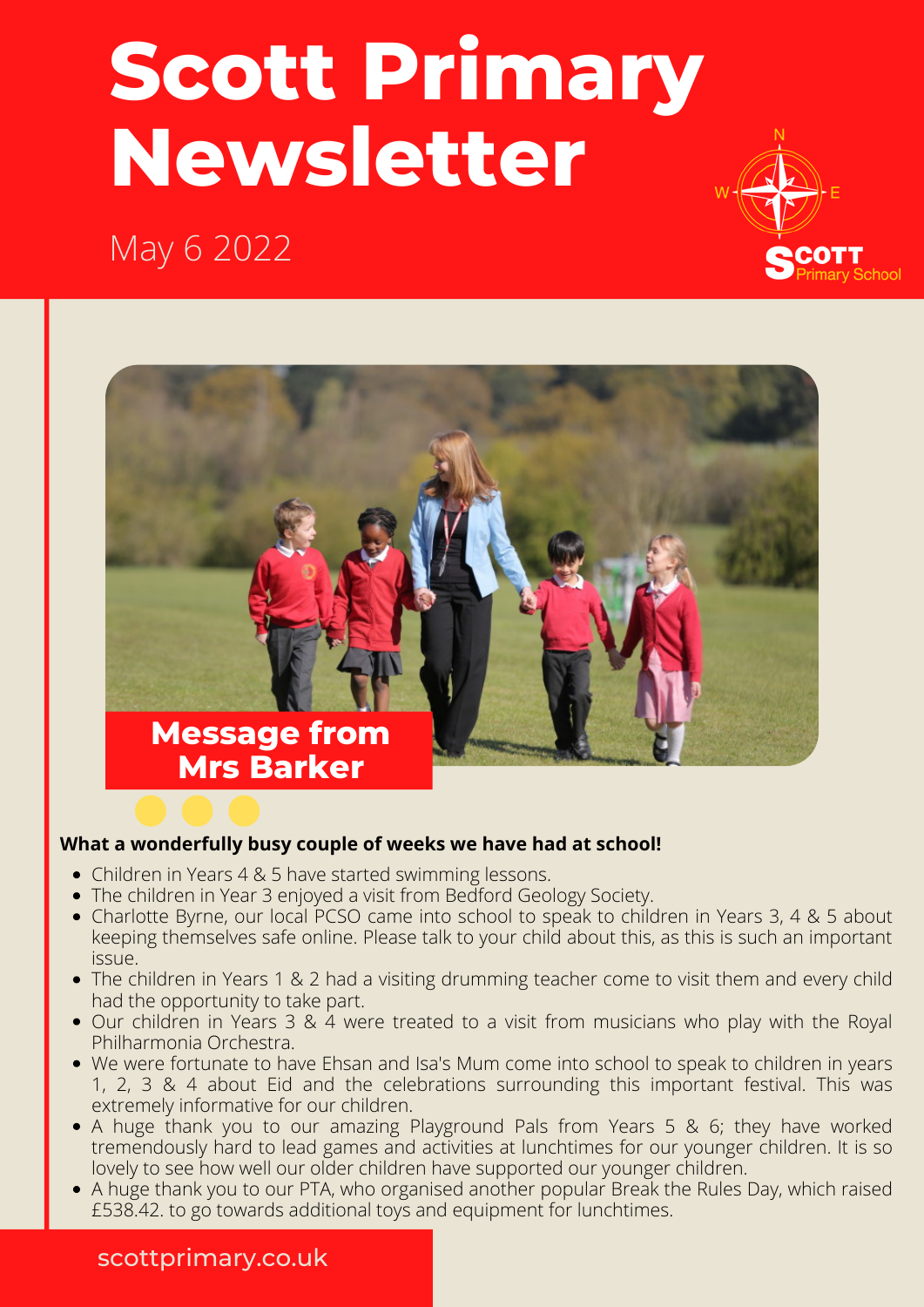# Scott Primary Newsletter

May 6 2022

## Message from Mrs Barker

**What a wonderfully busy couple of weeks we have had at school!**

- Children in Years 4 & 5 have started swimming lessons.
- The children in Year 3 enjoyed a visit from Bedford Geology Society.
- Charlotte Byrne, our local PCSO came into school to speak to children in Years 3, 4 & 5 about keeping themselves safe online. Please talk to your child about this, as this is such an important issue.
- The children in Years 1 & 2 had a visiting drumming teacher come to visit them and every child had the opportunity to take part.
- Our children in Years 3 & 4 were treated to a visit from musicians who play with the Royal Philharmonia Orchestra.
- We were fortunate to have Ehsan and Isa's Mum come into school to speak to children in years 1, 2, 3 & 4 about Eid and the celebrations surrounding this important festival. This was extremely informative for our children.
- A huge thank you to our amazing Playground Pals from Years 5 & 6; they have worked tremendously hard to lead games and activities at lunchtimes for our younger children. It is so lovely to see how well our older children have supported our younger children.
- A huge thank you to our PTA, who organised another popular Break the Rules Day, which raised £538.42. to go towards additional toys and equipment for lunchtimes.

scottprimary.co.uk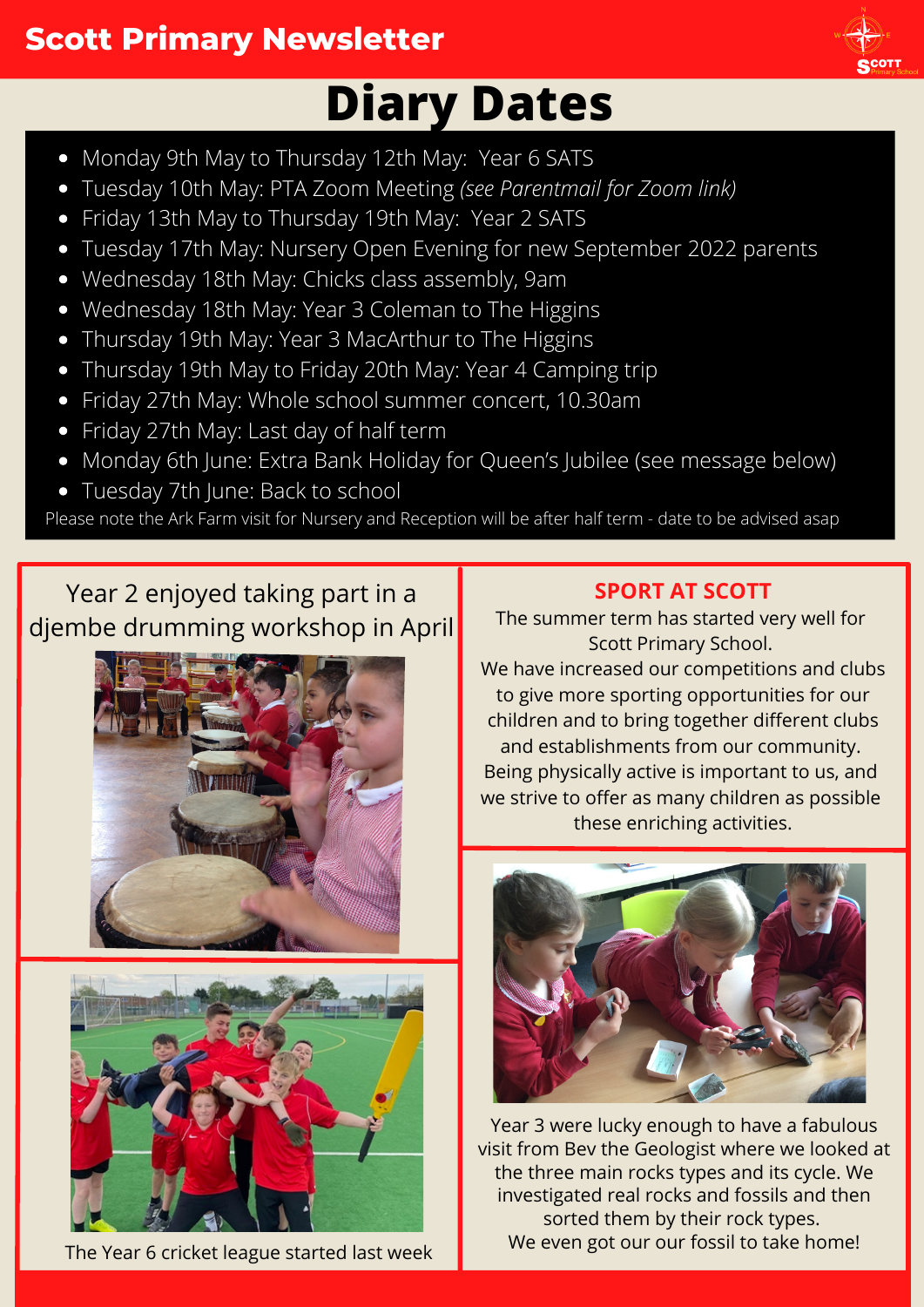# Scott Primary Newsletter

## Diary Dates

- Monday 9th May to Thursday 12th May: Year 6 SATS
- Tuesday 10th May: PTA Zoom Meeting *(see Parentmail for Zoom link)*
- Friday 13th May to Thursday 19th May: Year 2 SATS
- Tuesday 17th May: Nursery Open Evening for new September 2022 parents
- Wednesday 18th May: Chicks class assembly, 9am
- Wednesday 18th May: Year 3 Coleman to The Higgins
- Thursday 19th May: Year 3 MacArthur to The Higgins
- Thursday 19th May to Friday 20th May: Year 4 Camping trip
- Friday 27th May: Whole school summer concert, 10.30am
- Friday 27th May: Last day of half term
- Monday 6th June: Extra Bank Holiday for Queen's Jubilee (see message below)
- Tuesday 7th June: Back to school

Please note the Ark Farm visit for Nursery and Reception will be after half term - date to be advised asap

Year 2 enjoyed taking part in a djembe drumming workshop in April

The Year 6 cricket league started last week

## SPORT AT SCOTT

The summer term has started very well for Scott Primary School.
We have increased our competitions and clubs to give more sporting opportunities for our children and to bring together different clubs and establishments from our community.
Being physically active is important to us, and we strive to offer as many children as possible these enriching activities.

Year 3 were lucky enough to have a fabulous visit from Bev the Geologist where we looked at the three main rocks types and its cycle. We investigated real rocks and fossils and then sorted them by their rock types.
We even got our our fossil to take home!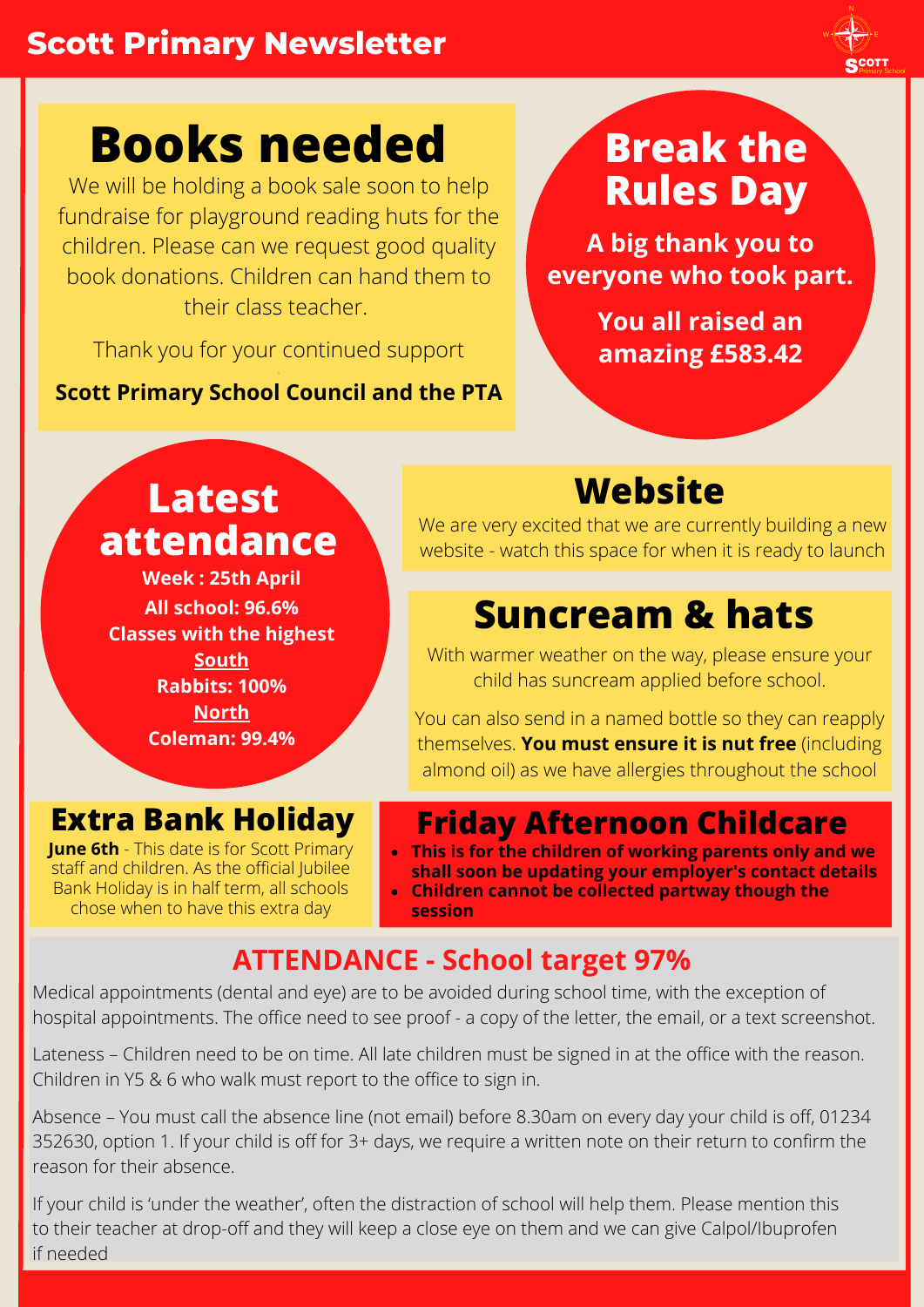# Scott Primary Newsletter

## Books needed

We will be holding a book sale soon to help fundraise for playground reading huts for the children. Please can we request good quality book donations. Children can hand them to their class teacher.

Thank you for your continued support

**Scott Primary School Council and the PTA**

## Break the Rules Day

**A big thank you to everyone who took part.**

**You all raised an amazing £583.42**

## Latest attendance

**Week : 25th April**

**All school: 96.6%**

**Classes with the highest**

**South**

**Rabbits: 100%**

**North**

**Coleman: 99.4%**

## Website

We are very excited that we are currently building a new website - watch this space for when it is ready to launch

## Suncream & hats

With warmer weather on the way, please ensure your child has suncream applied before school.

You can also send in a named bottle so they can reapply themselves. **You must ensure it is nut free** (including almond oil) as we have allergies throughout the school

## Extra Bank Holiday

**June 6th** - This date is for Scott Primary staff and children. As the official Jubilee Bank Holiday is in half term, all schools chose when to have this extra day

## Friday Afternoon Childcare

- **This is for the children of working parents only and we shall soon be updating your employer's contact details**
- **Children cannot be collected partway though the session**

## ATTENDANCE - School target 97%

Medical appointments (dental and eye) are to be avoided during school time, with the exception of hospital appointments. The office need to see proof - a copy of the letter, the email, or a text screenshot.

Lateness – Children need to be on time. All late children must be signed in at the office with the reason. Children in Y5 & 6 who walk must report to the office to sign in.

Absence – You must call the absence line (not email) before 8.30am on every day your child is off, 01234 352630, option 1. If your child is off for 3+ days, we require a written note on their return to confirm the reason for their absence.

If your child is 'under the weather', often the distraction of school will help them. Please mention this to their teacher at drop-off and they will keep a close eye on them and we can give Calpol/Ibuprofen if needed